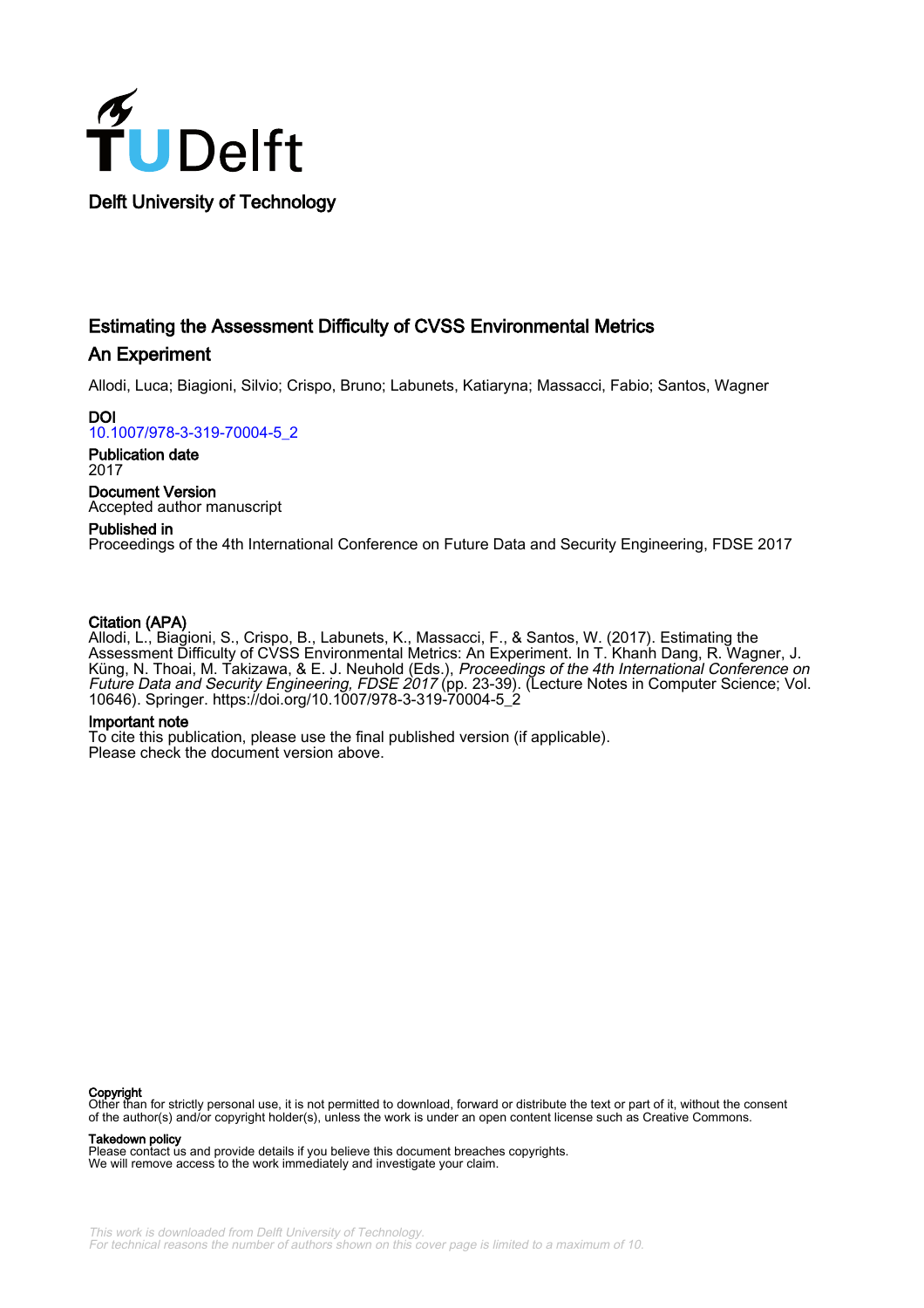Delft University of Technology

# Estimating the Assessment Difficulty of CVSS Environmental Metrics

## An Experiment

Allodi, Luca; Biagioni, Silvio; Crispo, Bruno; Labunets, Katiaryna; Massacci, Fabio; Santos, Wagner

**DOI**
10.1007/978-3-319-70004-5_2

**Publication date**
2017

**Document Version**
Accepted author manuscript

**Published in**
Proceedings of the 4th International Conference on Future Data and Security Engineering, FDSE 2017

**Citation (APA)**
Allodi, L., Biagioni, S., Crispo, B., Labunets, K., Massacci, F., & Santos, W. (2017). Estimating the Assessment Difficulty of CVSS Environmental Metrics: An Experiment. In T. Khanh Dang, R. Wagner, J. Küng, N. Thoai, M. Takizawa, & E. J. Neuhold (Eds.), *Proceedings of the 4th International Conference on Future Data and Security Engineering, FDSE 2017* (pp. 23-39). (Lecture Notes in Computer Science; Vol. 10646). Springer. https://doi.org/10.1007/978-3-319-70004-5_2

**Important note**
To cite this publication, please use the final published version (if applicable).
Please check the document version above.

**Copyright**
Other than for strictly personal use, it is not permitted to download, forward or distribute the text or part of it, without the consent of the author(s) and/or copyright holder(s), unless the work is under an open content license such as Creative Commons.

**Takedown policy**
Please contact us and provide details if you believe this document breaches copyrights.
We will remove access to the work immediately and investigate your claim.

*This work is downloaded from Delft University of Technology.*
*For technical reasons the number of authors shown on this cover page is limited to a maximum of 10.*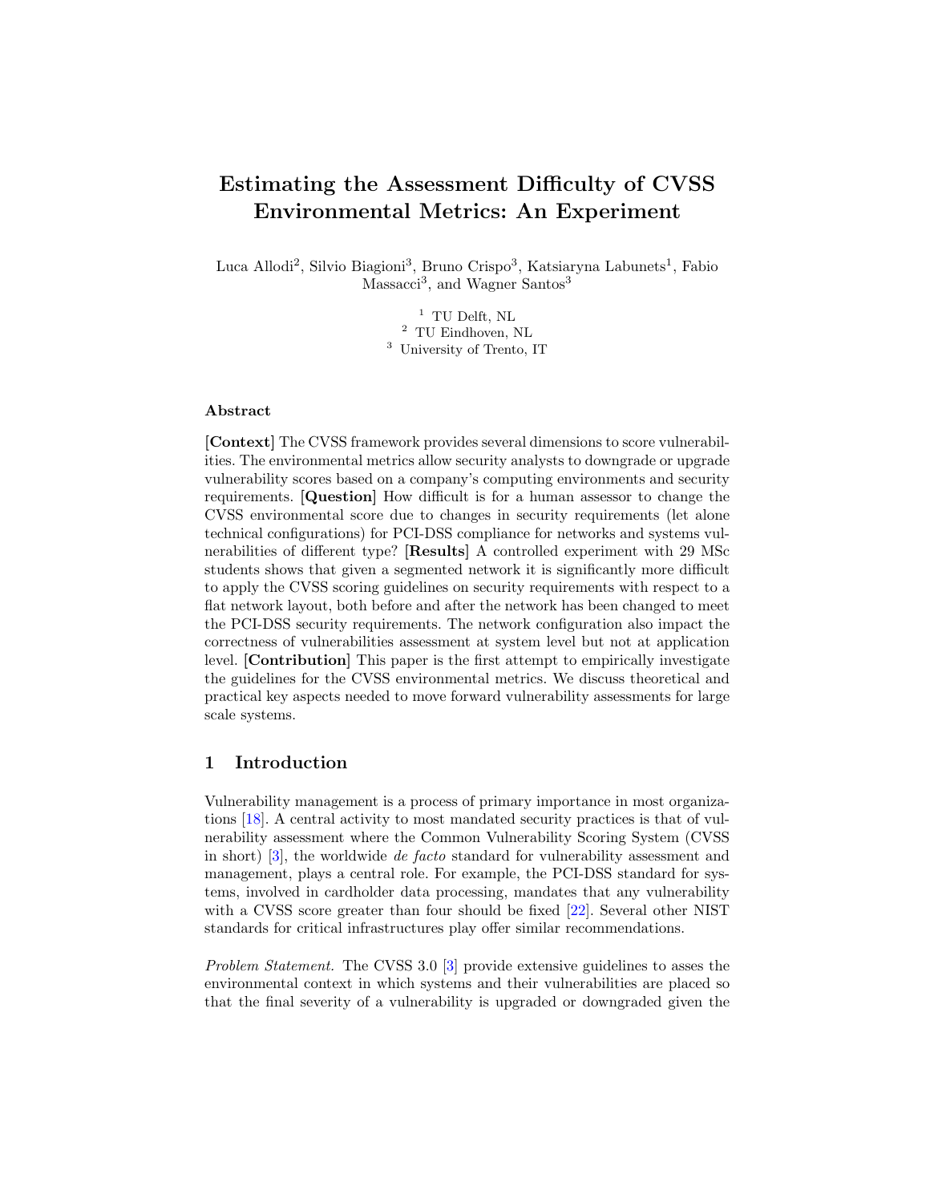# Estimating the Assessment Difficulty of CVSS Environmental Metrics: An Experiment

Luca Allodi[2], Silvio Biagioni[3], Bruno Crispo[3], Katsiaryna Labunets[1], Fabio Massacci[3], and Wagner Santos[3]

[1] TU Delft, NL
[2] TU Eindhoven, NL
[3] University of Trento, IT

**Abstract**

**[Context]** The CVSS framework provides several dimensions to score vulnerabilities. The environmental metrics allow security analysts to downgrade or upgrade vulnerability scores based on a company's computing environments and security requirements. **[Question]** How difficult is for a human assessor to change the CVSS environmental score due to changes in security requirements (let alone technical configurations) for PCI-DSS compliance for networks and systems vulnerabilities of different type? **[Results]** A controlled experiment with 29 MSc students shows that given a segmented network it is significantly more difficult to apply the CVSS scoring guidelines on security requirements with respect to a flat network layout, both before and after the network has been changed to meet the PCI-DSS security requirements. The network configuration also impact the correctness of vulnerabilities assessment at system level but not at application level. **[Contribution]** This paper is the first attempt to empirically investigate the guidelines for the CVSS environmental metrics. We discuss theoretical and practical key aspects needed to move forward vulnerability assessments for large scale systems.

## 1 Introduction

Vulnerability management is a process of primary importance in most organizations [18]. A central activity to most mandated security practices is that of vulnerability assessment where the Common Vulnerability Scoring System (CVSS in short) [3], the worldwide *de facto* standard for vulnerability assessment and management, plays a central role. For example, the PCI-DSS standard for systems, involved in cardholder data processing, mandates that any vulnerability with a CVSS score greater than four should be fixed [22]. Several other NIST standards for critical infrastructures play offer similar recommendations.

*Problem Statement.* The CVSS 3.0 [3] provide extensive guidelines to asses the environmental context in which systems and their vulnerabilities are placed so that the final severity of a vulnerability is upgraded or downgraded given the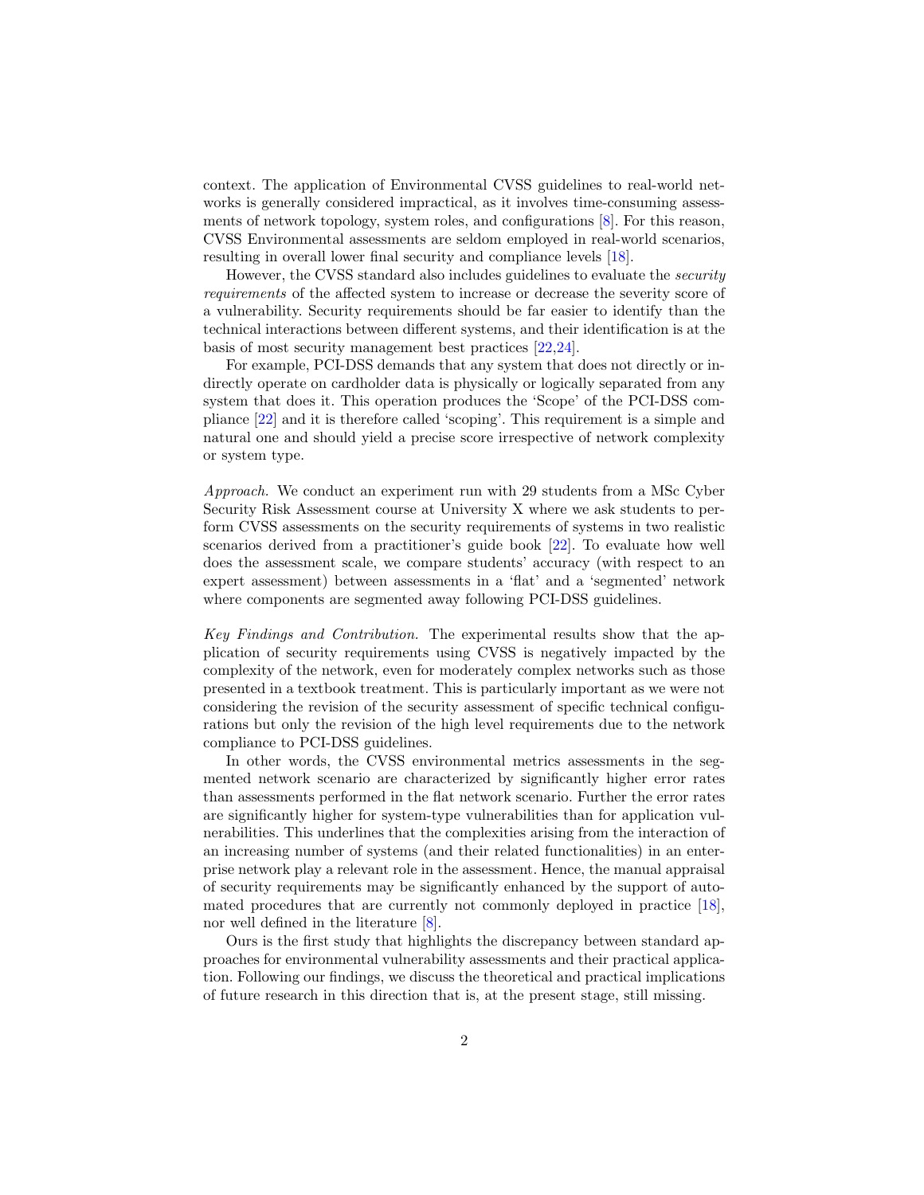context. The application of Environmental CVSS guidelines to real-world networks is generally considered impractical, as it involves time-consuming assessments of network topology, system roles, and configurations [8]. For this reason, CVSS Environmental assessments are seldom employed in real-world scenarios, resulting in overall lower final security and compliance levels [18].

However, the CVSS standard also includes guidelines to evaluate the *security requirements* of the affected system to increase or decrease the severity score of a vulnerability. Security requirements should be far easier to identify than the technical interactions between different systems, and their identification is at the basis of most security management best practices [22,24].

For example, PCI-DSS demands that any system that does not directly or indirectly operate on cardholder data is physically or logically separated from any system that does it. This operation produces the 'Scope' of the PCI-DSS compliance [22] and it is therefore called 'scoping'. This requirement is a simple and natural one and should yield a precise score irrespective of network complexity or system type.

*Approach.* We conduct an experiment run with 29 students from a MSc Cyber Security Risk Assessment course at University X where we ask students to perform CVSS assessments on the security requirements of systems in two realistic scenarios derived from a practitioner's guide book [22]. To evaluate how well does the assessment scale, we compare students' accuracy (with respect to an expert assessment) between assessments in a 'flat' and a 'segmented' network where components are segmented away following PCI-DSS guidelines.

*Key Findings and Contribution.* The experimental results show that the application of security requirements using CVSS is negatively impacted by the complexity of the network, even for moderately complex networks such as those presented in a textbook treatment. This is particularly important as we were not considering the revision of the security assessment of specific technical configurations but only the revision of the high level requirements due to the network compliance to PCI-DSS guidelines.

In other words, the CVSS environmental metrics assessments in the segmented network scenario are characterized by significantly higher error rates than assessments performed in the flat network scenario. Further the error rates are significantly higher for system-type vulnerabilities than for application vulnerabilities. This underlines that the complexities arising from the interaction of an increasing number of systems (and their related functionalities) in an enterprise network play a relevant role in the assessment. Hence, the manual appraisal of security requirements may be significantly enhanced by the support of automated procedures that are currently not commonly deployed in practice [18], nor well defined in the literature [8].

Ours is the first study that highlights the discrepancy between standard approaches for environmental vulnerability assessments and their practical application. Following our findings, we discuss the theoretical and practical implications of future research in this direction that is, at the present stage, still missing.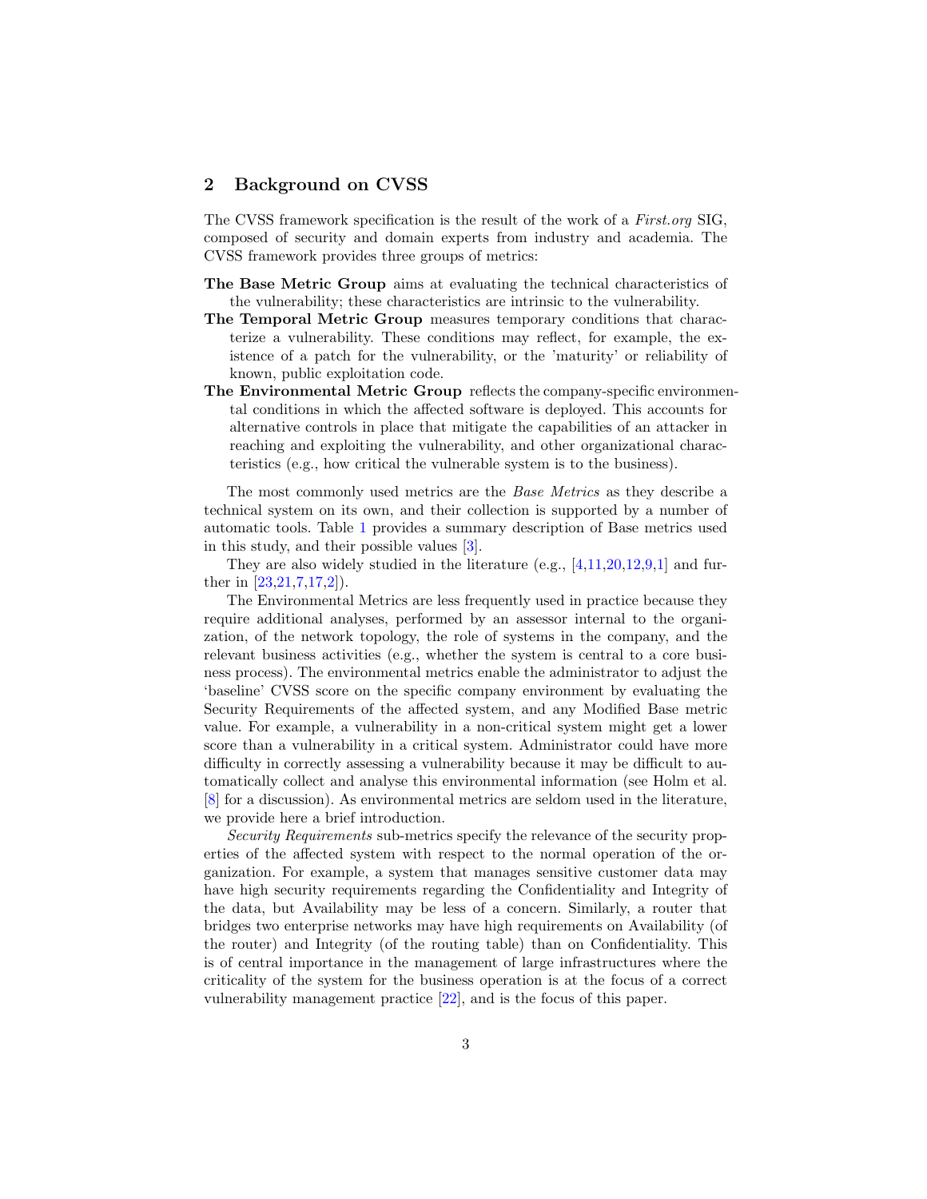## 2 Background on CVSS

The CVSS framework specification is the result of the work of a *First.org* SIG, composed of security and domain experts from industry and academia. The CVSS framework provides three groups of metrics:

**The Base Metric Group** aims at evaluating the technical characteristics of the vulnerability; these characteristics are intrinsic to the vulnerability.

**The Temporal Metric Group** measures temporary conditions that characterize a vulnerability. These conditions may reflect, for example, the existence of a patch for the vulnerability, or the 'maturity' or reliability of known, public exploitation code.

**The Environmental Metric Group** reflects the company-specific environmental conditions in which the affected software is deployed. This accounts for alternative controls in place that mitigate the capabilities of an attacker in reaching and exploiting the vulnerability, and other organizational characteristics (e.g., how critical the vulnerable system is to the business).

The most commonly used metrics are the *Base Metrics* as they describe a technical system on its own, and their collection is supported by a number of automatic tools. Table 1 provides a summary description of Base metrics used in this study, and their possible values [3].

They are also widely studied in the literature (e.g., [4,11,20,12,9,1] and further in [23,21,7,17,2]).

The Environmental Metrics are less frequently used in practice because they require additional analyses, performed by an assessor internal to the organization, of the network topology, the role of systems in the company, and the relevant business activities (e.g., whether the system is central to a core business process). The environmental metrics enable the administrator to adjust the 'baseline' CVSS score on the specific company environment by evaluating the Security Requirements of the affected system, and any Modified Base metric value. For example, a vulnerability in a non-critical system might get a lower score than a vulnerability in a critical system. Administrator could have more difficulty in correctly assessing a vulnerability because it may be difficult to automatically collect and analyse this environmental information (see Holm et al. [8] for a discussion). As environmental metrics are seldom used in the literature, we provide here a brief introduction.

*Security Requirements* sub-metrics specify the relevance of the security properties of the affected system with respect to the normal operation of the organization. For example, a system that manages sensitive customer data may have high security requirements regarding the Confidentiality and Integrity of the data, but Availability may be less of a concern. Similarly, a router that bridges two enterprise networks may have high requirements on Availability (of the router) and Integrity (of the routing table) than on Confidentiality. This is of central importance in the management of large infrastructures where the criticality of the system for the business operation is at the focus of a correct vulnerability management practice [22], and is the focus of this paper.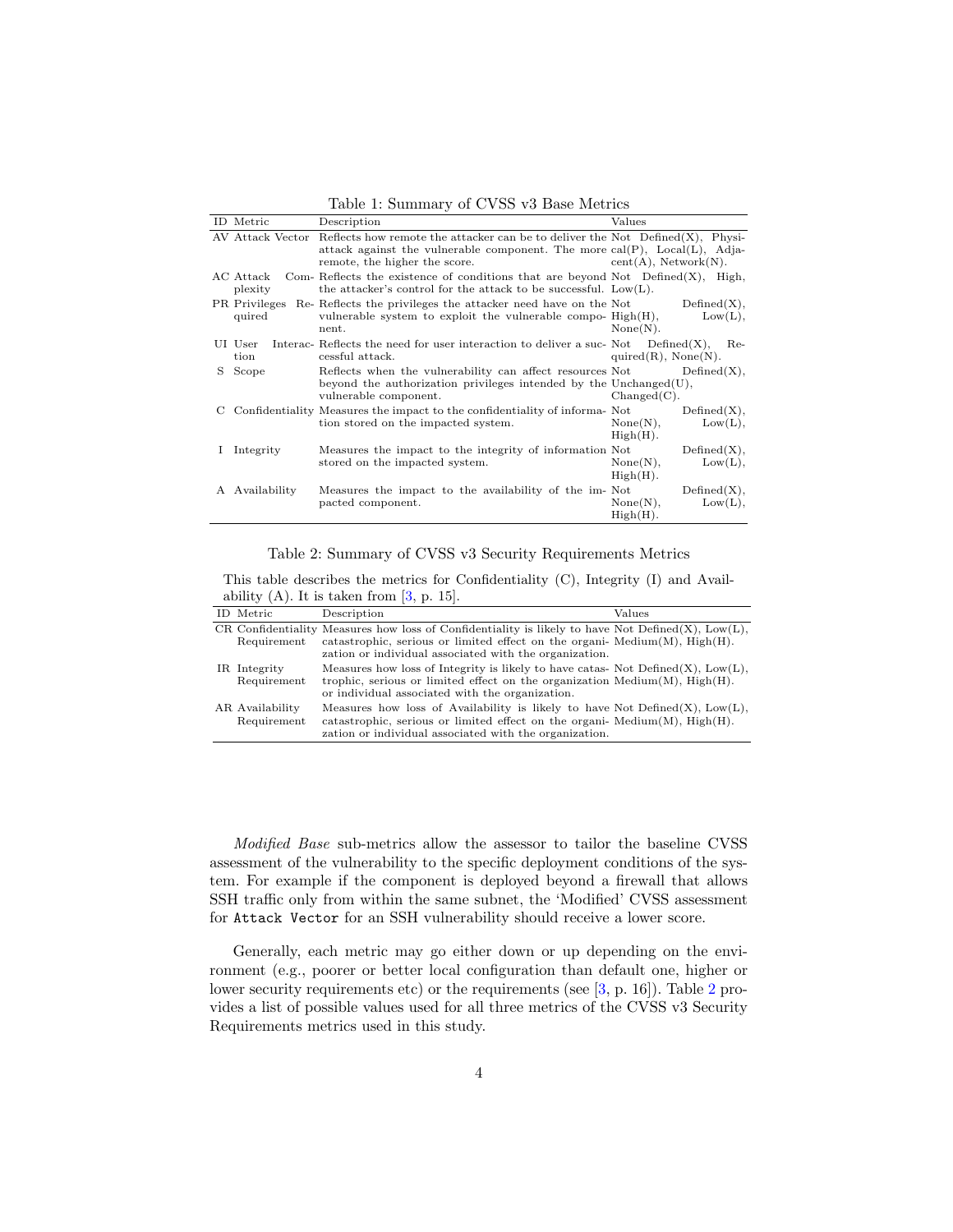Table 1: Summary of CVSS v3 Base Metrics

| ID | Metric | Description | Values |
|---|---|---|---|
| AV | Attack Vector | Reflects how remote the attacker can be to deliver the attack against the vulnerable component. The more remote, the higher the score. | Not Defined(X), Physical(P), Local(L), Adjacent(A), Network(N). |
| AC | Attack Complexity | Reflects the existence of conditions that are beyond the attacker's control for the attack to be successful. | Not Defined(X), High, Low(L). |
| PR | Privileges Required | Reflects the privileges the attacker need have on the vulnerable system to exploit the vulnerable component. | Not Defined(X), High(H), Low(L), None(N). |
| UI | User Interaction | Reflects the need for user interaction to deliver a successful attack. | Not Defined(X), Required(R), None(N). |
| S | Scope | Reflects when the vulnerability can affect resources beyond the authorization privileges intended by the vulnerable component. | Not Defined(X), Unchanged(U), Changed(C). |
| C | Confidentiality | Measures the impact to the confidentiality of information stored on the impacted system. | Not Defined(X), None(N), Low(L), High(H). |
| I | Integrity | Measures the impact to the integrity of information stored on the impacted system. | Not Defined(X), None(N), Low(L), High(H). |
| A | Availability | Measures the impact to the availability of the impacted component. | Not Defined(X), None(N), Low(L), High(H). |

Table 2: Summary of CVSS v3 Security Requirements Metrics

This table describes the metrics for Confidentiality (C), Integrity (I) and Availability (A). It is taken from [3, p. 15].

| ID | Metric | Description | Values |
|---|---|---|---|
| CR | Confidentiality Requirement | Measures how loss of Confidentiality is likely to have catastrophic, serious or limited effect on the organization or individual associated with the organization. | Not Defined(X), Low(L), Medium(M), High(H). |
| IR | Integrity Requirement | Measures how loss of Integrity is likely to have catastrophic, serious or limited effect on the organization or individual associated with the organization. | Not Defined(X), Low(L), Medium(M), High(H). |
| AR | Availability Requirement | Measures how loss of Availability is likely to have catastrophic, serious or limited effect on the organization or individual associated with the organization. | Not Defined(X), Low(L), Medium(M), High(H). |

*Modified Base* sub-metrics allow the assessor to tailor the baseline CVSS assessment of the vulnerability to the specific deployment conditions of the system. For example if the component is deployed beyond a firewall that allows SSH traffic only from within the same subnet, the 'Modified' CVSS assessment for `Attack Vector` for an SSH vulnerability should receive a lower score.

Generally, each metric may go either down or up depending on the environment (e.g., poorer or better local configuration than default one, higher or lower security requirements etc) or the requirements (see [3, p. 16]). Table 2 provides a list of possible values used for all three metrics of the CVSS v3 Security Requirements metrics used in this study.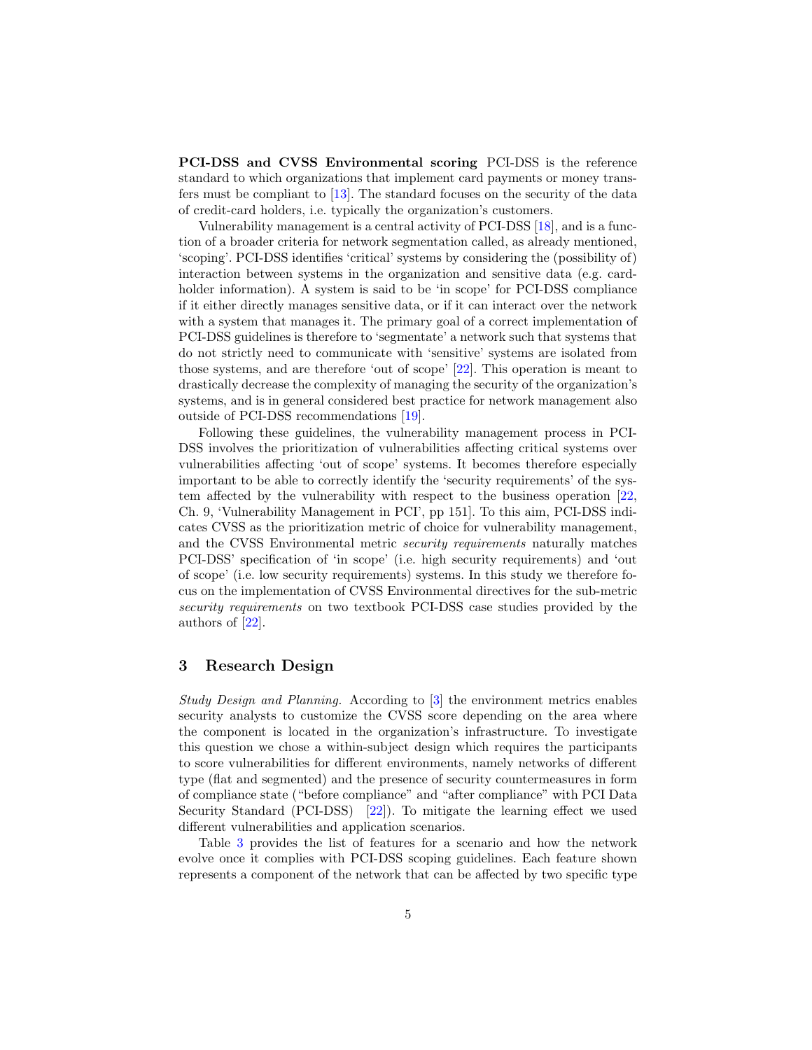**PCI-DSS and CVSS Environmental scoring** PCI-DSS is the reference standard to which organizations that implement card payments or money transfers must be compliant to [13]. The standard focuses on the security of the data of credit-card holders, i.e. typically the organization's customers.

Vulnerability management is a central activity of PCI-DSS [18], and is a function of a broader criteria for network segmentation called, as already mentioned, 'scoping'. PCI-DSS identifies 'critical' systems by considering the (possibility of) interaction between systems in the organization and sensitive data (e.g. card-holder information). A system is said to be 'in scope' for PCI-DSS compliance if it either directly manages sensitive data, or if it can interact over the network with a system that manages it. The primary goal of a correct implementation of PCI-DSS guidelines is therefore to 'segmentate' a network such that systems that do not strictly need to communicate with 'sensitive' systems are isolated from those systems, and are therefore 'out of scope' [22]. This operation is meant to drastically decrease the complexity of managing the security of the organization's systems, and is in general considered best practice for network management also outside of PCI-DSS recommendations [19].

Following these guidelines, the vulnerability management process in PCI-DSS involves the prioritization of vulnerabilities affecting critical systems over vulnerabilities affecting 'out of scope' systems. It becomes therefore especially important to be able to correctly identify the 'security requirements' of the system affected by the vulnerability with respect to the business operation [22, Ch. 9, 'Vulnerability Management in PCI', pp 151]. To this aim, PCI-DSS indicates CVSS as the prioritization metric of choice for vulnerability management, and the CVSS Environmental metric *security requirements* naturally matches PCI-DSS' specification of 'in scope' (i.e. high security requirements) and 'out of scope' (i.e. low security requirements) systems. In this study we therefore focus on the implementation of CVSS Environmental directives for the sub-metric *security requirements* on two textbook PCI-DSS case studies provided by the authors of [22].

## 3 Research Design

*Study Design and Planning.* According to [3] the environment metrics enables security analysts to customize the CVSS score depending on the area where the component is located in the organization's infrastructure. To investigate this question we chose a within-subject design which requires the participants to score vulnerabilities for different environments, namely networks of different type (flat and segmented) and the presence of security countermeasures in form of compliance state ("before compliance" and "after compliance" with PCI Data Security Standard (PCI-DSS) [22]). To mitigate the learning effect we used different vulnerabilities and application scenarios.

Table 3 provides the list of features for a scenario and how the network evolve once it complies with PCI-DSS scoping guidelines. Each feature shown represents a component of the network that can be affected by two specific type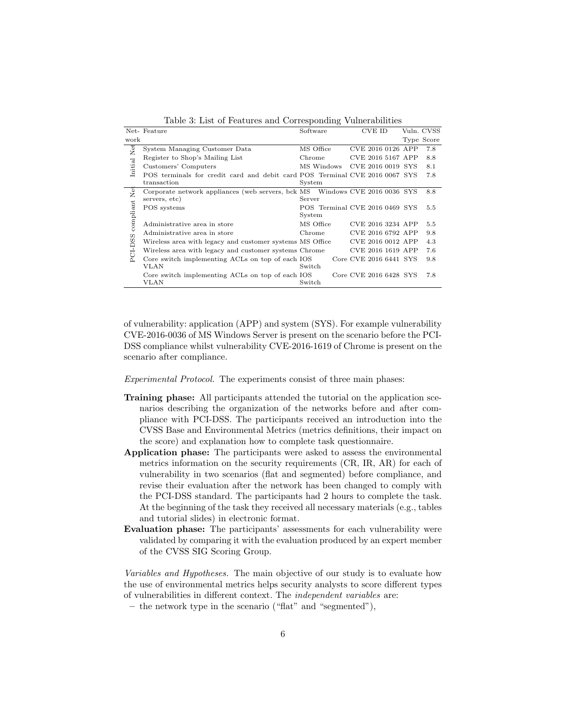Table 3: List of Features and Corresponding Vulnerabilities

| Network | Feature | Software | CVE ID | Vuln. Type | CVSS Score |
|---|---|---|---|---|---|
| Initial Net | System Managing Customer Data | MS Office | CVE 2016 0126 | APP | 7.8 |
| | Register to Shop's Mailing List | Chrome | CVE 2016 5167 | APP | 8.8 |
| | Customers' Computers | MS Windows | CVE 2016 0019 | SYS | 8.1 |
| | POS terminals for credit card and debit card transaction | POS Terminal System | CVE 2016 0067 | SYS | 7.8 |
| PCI-DSS compliant Net | Corporate network appliances (web servers, bck servers, etc) | MS Windows Server | CVE 2016 0036 | SYS | 8.8 |
| | POS systems | POS Terminal System | CVE 2016 0469 | SYS | 5.5 |
| | Administrative area in store | MS Office | CVE 2016 3234 | APP | 5.5 |
| | Administrative area in store | Chrome | CVE 2016 6792 | APP | 9.8 |
| | Wireless area with legacy and customer systems | MS Office | CVE 2016 0012 | APP | 4.3 |
| | Wireless area with legacy and customer systems | Chrome | CVE 2016 1619 | APP | 7.6 |
| | Core switch implementing ACLs on top of each VLAN | IOS Core Switch | CVE 2016 6441 | SYS | 9.8 |
| | Core switch implementing ACLs on top of each VLAN | IOS Core Switch | CVE 2016 6428 | SYS | 7.8 |

of vulnerability: application (APP) and system (SYS). For example vulnerability CVE-2016-0036 of MS Windows Server is present on the scenario before the PCI-DSS compliance whilst vulnerability CVE-2016-1619 of Chrome is present on the scenario after compliance.

*Experimental Protocol.* The experiments consist of three main phases:

**Training phase:** All participants attended the tutorial on the application scenarios describing the organization of the networks before and after compliance with PCI-DSS. The participants received an introduction into the CVSS Base and Environmental Metrics (metrics definitions, their impact on the score) and explanation how to complete task questionnaire.

**Application phase:** The participants were asked to assess the environmental metrics information on the security requirements (CR, IR, AR) for each of vulnerability in two scenarios (flat and segmented) before compliance, and revise their evaluation after the network has been changed to comply with the PCI-DSS standard. The participants had 2 hours to complete the task. At the beginning of the task they received all necessary materials (e.g., tables and tutorial slides) in electronic format.

**Evaluation phase:** The participants' assessments for each vulnerability were validated by comparing it with the evaluation produced by an expert member of the CVSS SIG Scoring Group.

*Variables and Hypotheses.* The main objective of our study is to evaluate how the use of environmental metrics helps security analysts to score different types of vulnerabilities in different context. The *independent variables* are:

– the network type in the scenario ("flat" and "segmented"),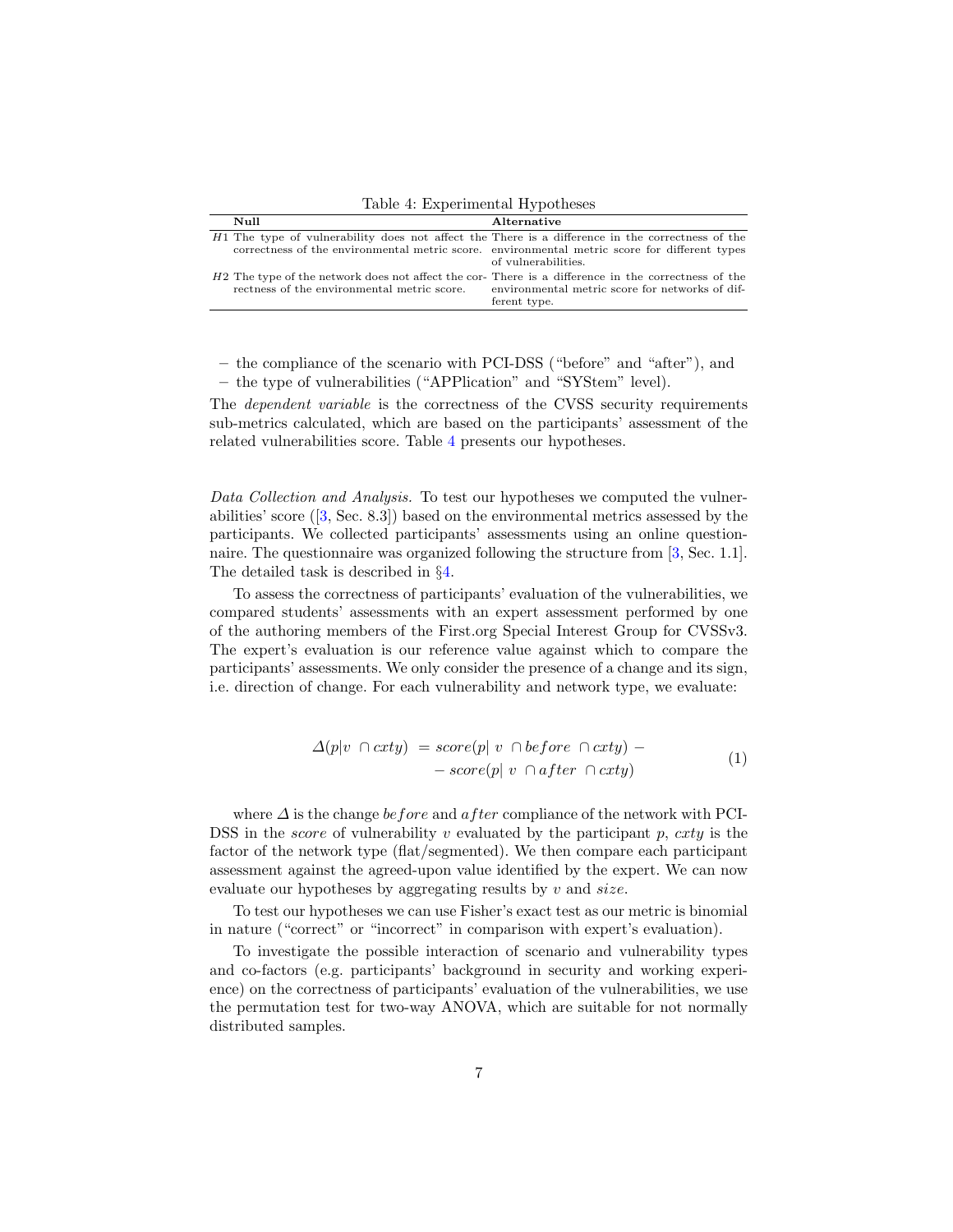Table 4: Experimental Hypotheses

| | Null | Alternative |
|---|---|---|
| *H*1 | The type of vulnerability does not affect the correctness of the environmental metric score. | There is a difference in the correctness of the environmental metric score for different types of vulnerabilities. |
| *H*2 | The type of the network does not affect the correctness of the environmental metric score. | There is a difference in the correctness of the environmental metric score for networks of different type. |

- the compliance of the scenario with PCI-DSS ("before" and "after"), and
- the type of vulnerabilities ("APPlication" and "SYStem" level).

The *dependent variable* is the correctness of the CVSS security requirements sub-metrics calculated, which are based on the participants' assessment of the related vulnerabilities score. Table 4 presents our hypotheses.

*Data Collection and Analysis.* To test our hypotheses we computed the vulnerabilities' score ([3, Sec. 8.3]) based on the environmental metrics assessed by the participants. We collected participants' assessments using an online questionnaire. The questionnaire was organized following the structure from [3, Sec. 1.1]. The detailed task is described in §4.

To assess the correctness of participants' evaluation of the vulnerabilities, we compared students' assessments with an expert assessment performed by one of the authoring members of the First.org Special Interest Group for CVSSv3. The expert's evaluation is our reference value against which to compare the participants' assessments. We only consider the presence of a change and its sign, i.e. direction of change. For each vulnerability and network type, we evaluate:

$$
\begin{aligned}
\Delta(p|v \ \cap cxty) \ &= score(p| \ v \ \cap before \ \cap cxty) - \\
&- score(p| \ v \ \cap after \ \cap cxty)
\end{aligned} \tag{1}
$$

where $\Delta$ is the change *before* and *after* compliance of the network with PCI-DSS in the *score* of vulnerability $v$ evaluated by the participant $p$, $cxty$ is the factor of the network type (flat/segmented). We then compare each participant assessment against the agreed-upon value identified by the expert. We can now evaluate our hypotheses by aggregating results by $v$ and $size$.

To test our hypotheses we can use Fisher's exact test as our metric is binomial in nature ("correct" or "incorrect" in comparison with expert's evaluation).

To investigate the possible interaction of scenario and vulnerability types and co-factors (e.g. participants' background in security and working experience) on the correctness of participants' evaluation of the vulnerabilities, we use the permutation test for two-way ANOVA, which are suitable for not normally distributed samples.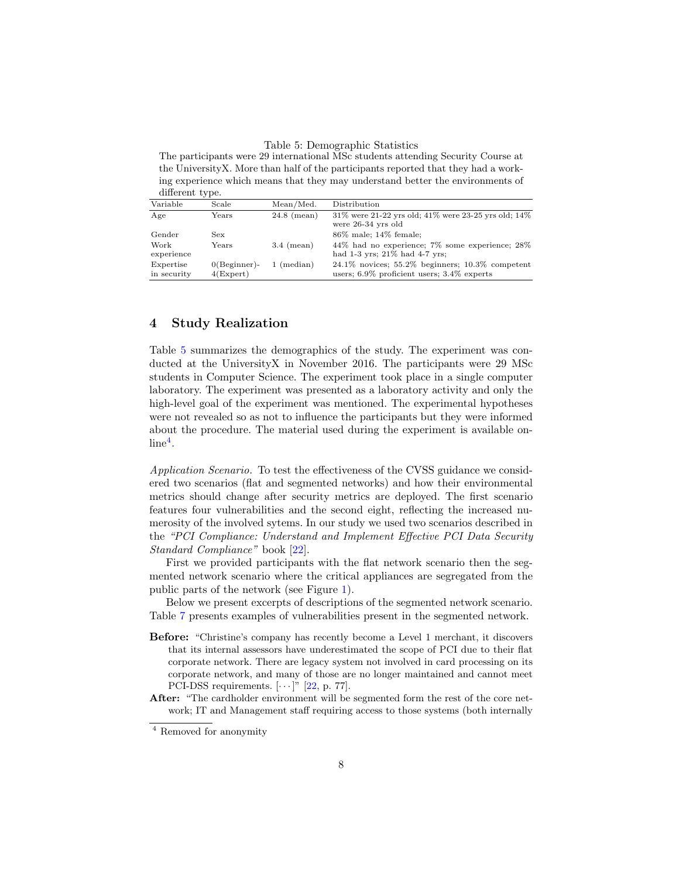Table 5: Demographic Statistics

The participants were 29 international MSc students attending Security Course at the UniversityX. More than half of the participants reported that they had a working experience which means that they may understand better the environments of different type.

| Variable | Scale | Mean/Med. | Distribution |
|---|---|---|---|
| Age | Years | 24.8 (mean) | 31% were 21-22 yrs old; 41% were 23-25 yrs old; 14% were 26-34 yrs old |
| Gender | Sex | | 86% male; 14% female; |
| Work experience | Years | 3.4 (mean) | 44% had no experience; 7% some experience; 28% had 1-3 yrs; 21% had 4-7 yrs; |
| Expertise in security | 0(Beginner)-4(Expert) | 1 (median) | 24.1% novices; 55.2% beginners; 10.3% competent users; 6.9% proficient users; 3.4% experts |

## 4 Study Realization

Table 5 summarizes the demographics of the study. The experiment was conducted at the UniversityX in November 2016. The participants were 29 MSc students in Computer Science. The experiment took place in a single computer laboratory. The experiment was presented as a laboratory activity and only the high-level goal of the experiment was mentioned. The experimental hypotheses were not revealed so as not to influence the participants but they were informed about the procedure. The material used during the experiment is available online[4].

*Application Scenario.* To test the effectiveness of the CVSS guidance we considered two scenarios (flat and segmented networks) and how their environmental metrics should change after security metrics are deployed. The first scenario features four vulnerabilities and the second eight, reflecting the increased numerosity of the involved sytems. In our study we used two scenarios described in the *"PCI Compliance: Understand and Implement Effective PCI Data Security Standard Compliance"* book [22].

First we provided participants with the flat network scenario then the segmented network scenario where the critical appliances are segregated from the public parts of the network (see Figure 1).

Below we present excerpts of descriptions of the segmented network scenario. Table 7 presents examples of vulnerabilities present in the segmented network.

**Before:** "Christine's company has recently become a Level 1 merchant, it discovers that its internal assessors have underestimated the scope of PCI due to their flat corporate network. There are legacy system not involved in card processing on its corporate network, and many of those are no longer maintained and cannot meet PCI-DSS requirements. [· · · ]" [22, p. 77].

**After:** "The cardholder environment will be segmented form the rest of the core network; IT and Management staff requiring access to those systems (both internally

[4] Removed for anonymity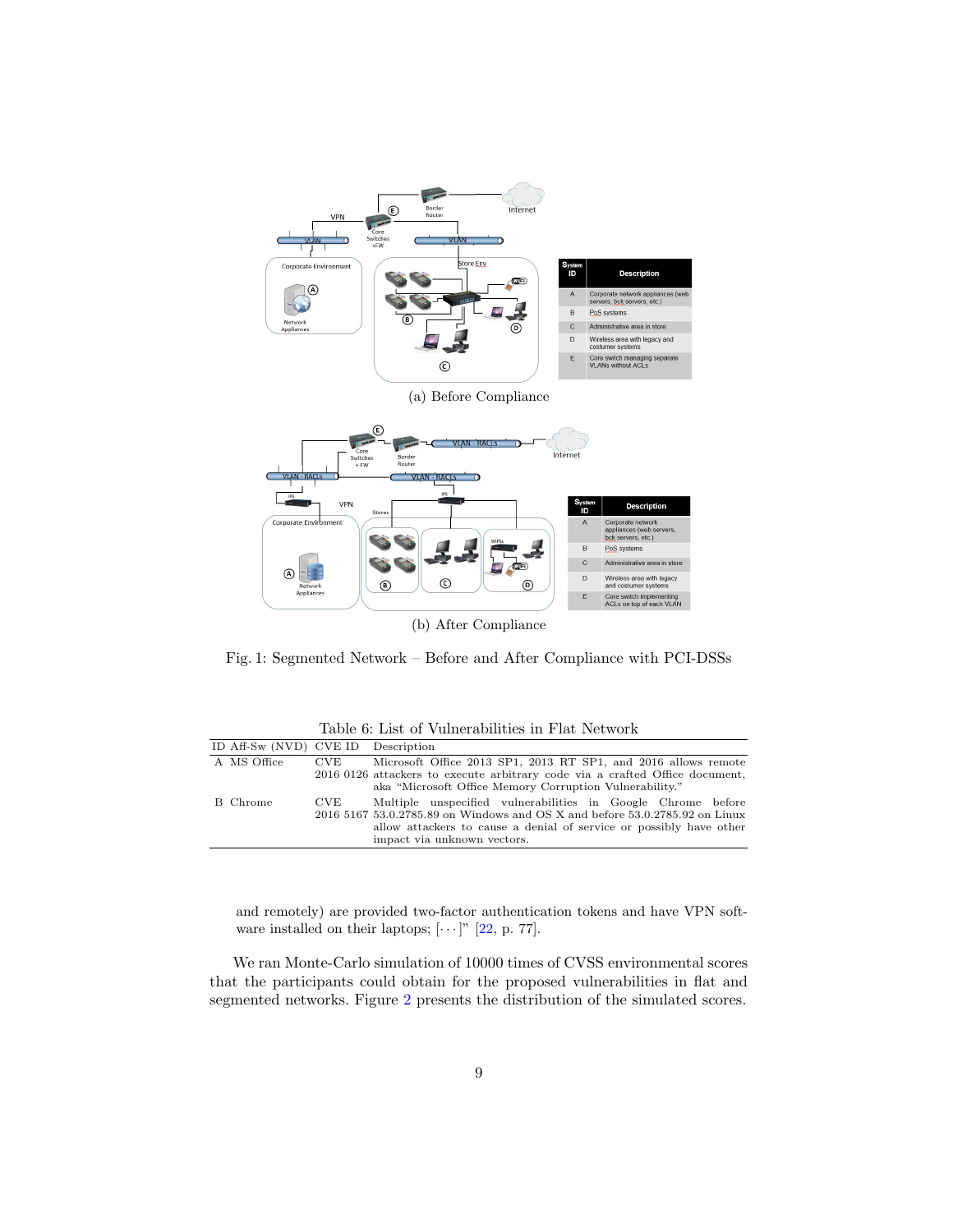| System ID | Description |
|---|---|
| A | Corporate network appliances (web servers, bck servers, etc.) |
| B | PoS systems |
| C | Administrative area in store |
| D | Wireless area with legacy and costumer systems |
| E | Core switch managing separate VLANs without ACLs |

(a) Before Compliance

| System ID | Description |
|---|---|
| A | Corporate network appliances (web servers, bck servers, etc.) |
| B | PoS systems |
| C | Administrative area in store |
| D | Wireless area with legacy and costumer systems |
| E | Core switch implementing ACLs on top of each VLAN |

(b) After Compliance

Fig. 1: Segmented Network – Before and After Compliance with PCI-DSSs

Table 6: List of Vulnerabilities in Flat Network

| ID | Aff-Sw (NVD) | CVE ID | Description |
|---|---|---|---|
| A | MS Office | CVE 2016 0126 | Microsoft Office 2013 SP1, 2013 RT SP1, and 2016 allows remote attackers to execute arbitrary code via a crafted Office document, aka "Microsoft Office Memory Corruption Vulnerability." |
| B | Chrome | CVE 2016 5167 | Multiple unspecified vulnerabilities in Google Chrome before 53.0.2785.89 on Windows and OS X and before 53.0.2785.92 on Linux allow attackers to cause a denial of service or possibly have other impact via unknown vectors. |

and remotely) are provided two-factor authentication tokens and have VPN software installed on their laptops; [· · ·]" [22, p. 77].

We ran Monte-Carlo simulation of 10000 times of CVSS environmental scores that the participants could obtain for the proposed vulnerabilities in flat and segmented networks. Figure 2 presents the distribution of the simulated scores.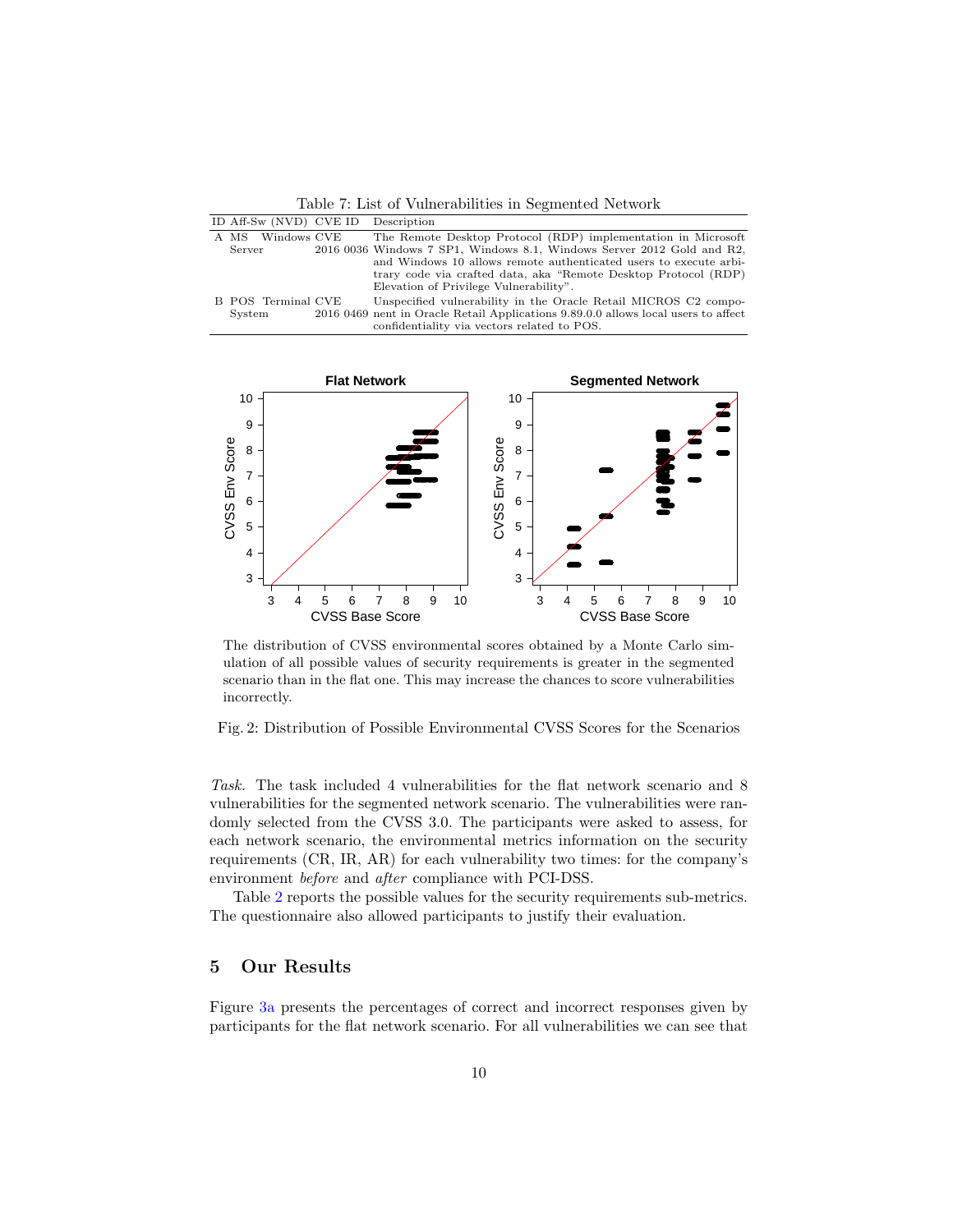Table 7: List of Vulnerabilities in Segmented Network

| ID | Aff-Sw (NVD) | CVE ID | Description |
|---|---|---|---|
| A | MS Windows Server | CVE 2016 0036 | The Remote Desktop Protocol (RDP) implementation in Microsoft Windows 7 SP1, Windows 8.1, Windows Server 2012 Gold and R2, and Windows 10 allows remote authenticated users to execute arbitrary code via crafted data, aka "Remote Desktop Protocol (RDP) Elevation of Privilege Vulnerability". |
| B | POS Terminal System | CVE 2016 0469 | Unspecified vulnerability in the Oracle Retail MICROS C2 component in Oracle Retail Applications 9.89.0.0 allows local users to affect confidentiality via vectors related to POS. |

The distribution of CVSS environmental scores obtained by a Monte Carlo simulation of all possible values of security requirements is greater in the segmented scenario than in the flat one. This may increase the chances to score vulnerabilities incorrectly.

Fig. 2: Distribution of Possible Environmental CVSS Scores for the Scenarios

*Task.* The task included 4 vulnerabilities for the flat network scenario and 8 vulnerabilities for the segmented network scenario. The vulnerabilities were randomly selected from the CVSS 3.0. The participants were asked to assess, for each network scenario, the environmental metrics information on the security requirements (CR, IR, AR) for each vulnerability two times: for the company's environment *before* and *after* compliance with PCI-DSS.

Table 2 reports the possible values for the security requirements sub-metrics. The questionnaire also allowed participants to justify their evaluation.

## 5 Our Results

Figure 3a presents the percentages of correct and incorrect responses given by participants for the flat network scenario. For all vulnerabilities we can see that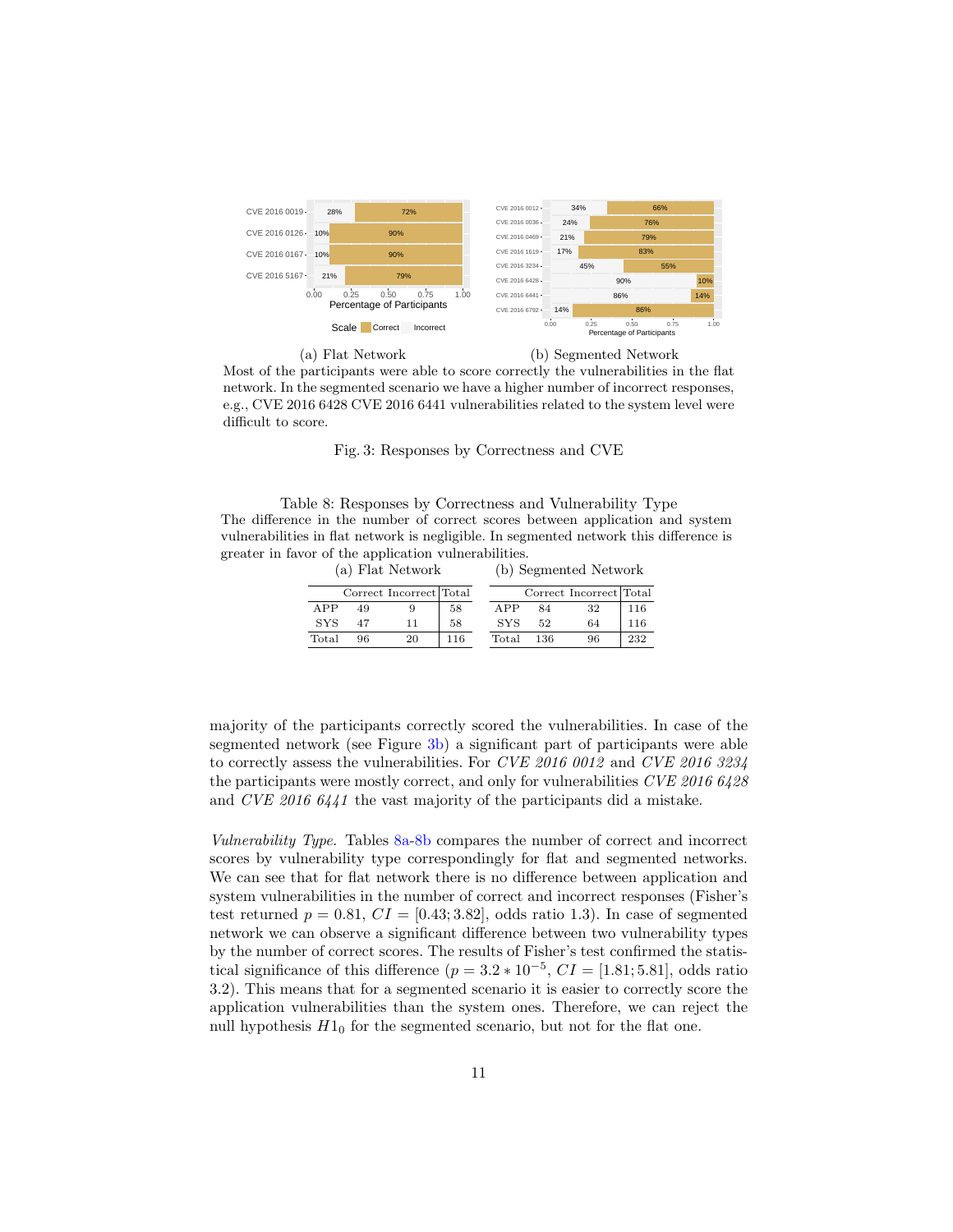(a) Flat Network

(b) Segmented Network

Most of the participants were able to score correctly the vulnerabilities in the flat network. In the segmented scenario we have a higher number of incorrect responses, e.g., CVE 2016 6428 CVE 2016 6441 vulnerabilities related to the system level were difficult to score.

Fig. 3: Responses by Correctness and CVE

Table 8: Responses by Correctness and Vulnerability Type
The difference in the number of correct scores between application and system vulnerabilities in flat network is negligible. In segmented network this difference is greater in favor of the application vulnerabilities.

(a) Flat Network

| | Correct | Incorrect | Total |
|---|---|---|---|
| APP | 49 | 9 | 58 |
| SYS | 47 | 11 | 58 |
| Total | 96 | 20 | 116 |

(b) Segmented Network

| | Correct | Incorrect | Total |
|---|---|---|---|
| APP | 84 | 32 | 116 |
| SYS | 52 | 64 | 116 |
| Total | 136 | 96 | 232 |

majority of the participants correctly scored the vulnerabilities. In case of the segmented network (see Figure 3b) a significant part of participants were able to correctly assess the vulnerabilities. For *CVE 2016 0012* and *CVE 2016 3234* the participants were mostly correct, and only for vulnerabilities *CVE 2016 6428* and *CVE 2016 6441* the vast majority of the participants did a mistake.

*Vulnerability Type.* Tables 8a-8b compares the number of correct and incorrect scores by vulnerability type correspondingly for flat and segmented networks. We can see that for flat network there is no difference between application and system vulnerabilities in the number of correct and incorrect responses (Fisher's test returned $p = 0.81$, $CI = [0.43; 3.82]$, odds ratio 1.3). In case of segmented network we can observe a significant difference between two vulnerability types by the number of correct scores. The results of Fisher's test confirmed the statistical significance of this difference ($p = 3.2 * 10^{-5}$, $CI = [1.81; 5.81]$, odds ratio 3.2). This means that for a segmented scenario it is easier to correctly score the application vulnerabilities than the system ones. Therefore, we can reject the null hypothesis $H1_0$ for the segmented scenario, but not for the flat one.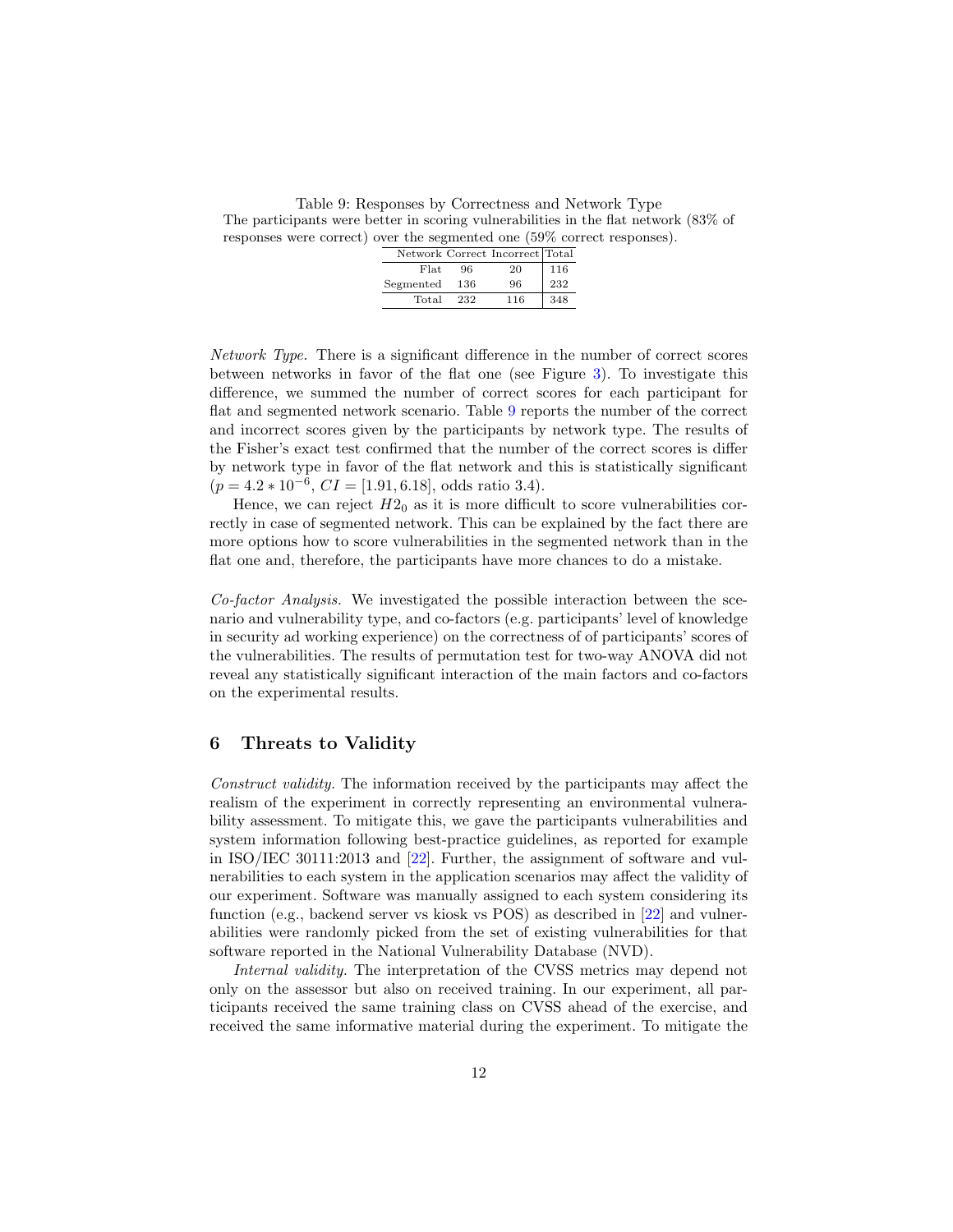Table 9: Responses by Correctness and Network Type
The participants were better in scoring vulnerabilities in the flat network (83% of responses were correct) over the segmented one (59% correct responses).

| Network | Correct | Incorrect | Total |
|---|---|---|---|
| Flat | 96 | 20 | 116 |
| Segmented | 136 | 96 | 232 |
| Total | 232 | 116 | 348 |

*Network Type.* There is a significant difference in the number of correct scores between networks in favor of the flat one (see Figure 3). To investigate this difference, we summed the number of correct scores for each participant for flat and segmented network scenario. Table 9 reports the number of the correct and incorrect scores given by the participants by network type. The results of the Fisher's exact test confirmed that the number of the correct scores is differ by network type in favor of the flat network and this is statistically significant ($p = 4.2 * 10^{-6}$, $CI = [1.91, 6.18]$, odds ratio 3.4).

Hence, we can reject $H2_0$ as it is more difficult to score vulnerabilities correctly in case of segmented network. This can be explained by the fact there are more options how to score vulnerabilities in the segmented network than in the flat one and, therefore, the participants have more chances to do a mistake.

*Co-factor Analysis.* We investigated the possible interaction between the scenario and vulnerability type, and co-factors (e.g. participants' level of knowledge in security ad working experience) on the correctness of of participants' scores of the vulnerabilities. The results of permutation test for two-way ANOVA did not reveal any statistically significant interaction of the main factors and co-factors on the experimental results.

## 6 Threats to Validity

*Construct validity.* The information received by the participants may affect the realism of the experiment in correctly representing an environmental vulnerability assessment. To mitigate this, we gave the participants vulnerabilities and system information following best-practice guidelines, as reported for example in ISO/IEC 30111:2013 and [22]. Further, the assignment of software and vulnerabilities to each system in the application scenarios may affect the validity of our experiment. Software was manually assigned to each system considering its function (e.g., backend server vs kiosk vs POS) as described in [22] and vulnerabilities were randomly picked from the set of existing vulnerabilities for that software reported in the National Vulnerability Database (NVD).

*Internal validity.* The interpretation of the CVSS metrics may depend not only on the assessor but also on received training. In our experiment, all participants received the same training class on CVSS ahead of the exercise, and received the same informative material during the experiment. To mitigate the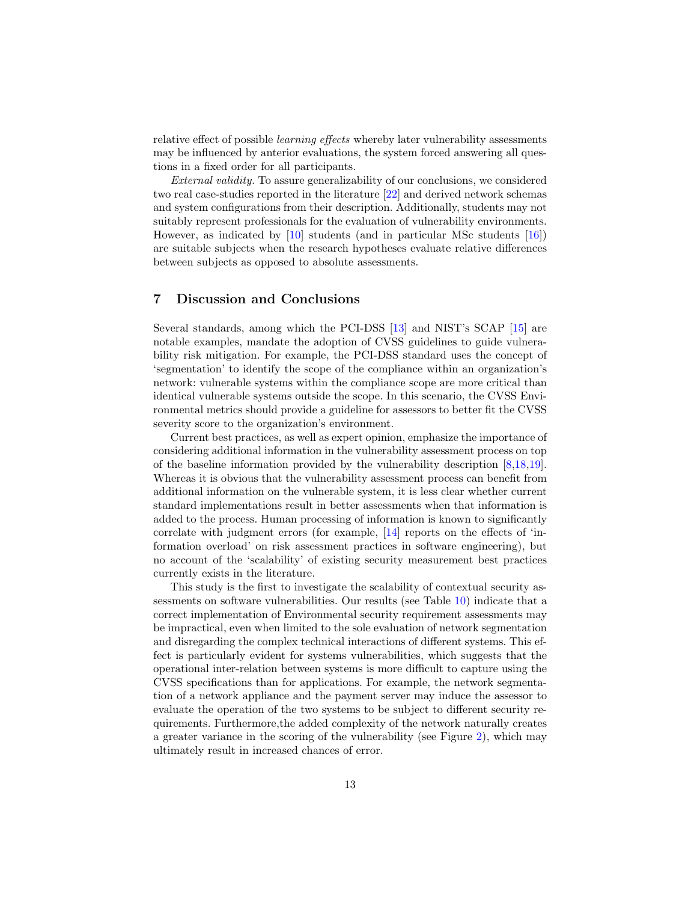relative effect of possible *learning effects* whereby later vulnerability assessments may be influenced by anterior evaluations, the system forced answering all questions in a fixed order for all participants.

*External validity.* To assure generalizability of our conclusions, we considered two real case-studies reported in the literature [22] and derived network schemas and system configurations from their description. Additionally, students may not suitably represent professionals for the evaluation of vulnerability environments. However, as indicated by [10] students (and in particular MSc students [16]) are suitable subjects when the research hypotheses evaluate relative differences between subjects as opposed to absolute assessments.

## 7 Discussion and Conclusions

Several standards, among which the PCI-DSS [13] and NIST's SCAP [15] are notable examples, mandate the adoption of CVSS guidelines to guide vulnerability risk mitigation. For example, the PCI-DSS standard uses the concept of 'segmentation' to identify the scope of the compliance within an organization's network: vulnerable systems within the compliance scope are more critical than identical vulnerable systems outside the scope. In this scenario, the CVSS Environmental metrics should provide a guideline for assessors to better fit the CVSS severity score to the organization's environment.

Current best practices, as well as expert opinion, emphasize the importance of considering additional information in the vulnerability assessment process on top of the baseline information provided by the vulnerability description [8,18,19]. Whereas it is obvious that the vulnerability assessment process can benefit from additional information on the vulnerable system, it is less clear whether current standard implementations result in better assessments when that information is added to the process. Human processing of information is known to significantly correlate with judgment errors (for example, [14] reports on the effects of 'information overload' on risk assessment practices in software engineering), but no account of the 'scalability' of existing security measurement best practices currently exists in the literature.

This study is the first to investigate the scalability of contextual security assessments on software vulnerabilities. Our results (see Table 10) indicate that a correct implementation of Environmental security requirement assessments may be impractical, even when limited to the sole evaluation of network segmentation and disregarding the complex technical interactions of different systems. This effect is particularly evident for systems vulnerabilities, which suggests that the operational inter-relation between systems is more difficult to capture using the CVSS specifications than for applications. For example, the network segmentation of a network appliance and the payment server may induce the assessor to evaluate the operation of the two systems to be subject to different security requirements. Furthermore,the added complexity of the network naturally creates a greater variance in the scoring of the vulnerability (see Figure 2), which may ultimately result in increased chances of error.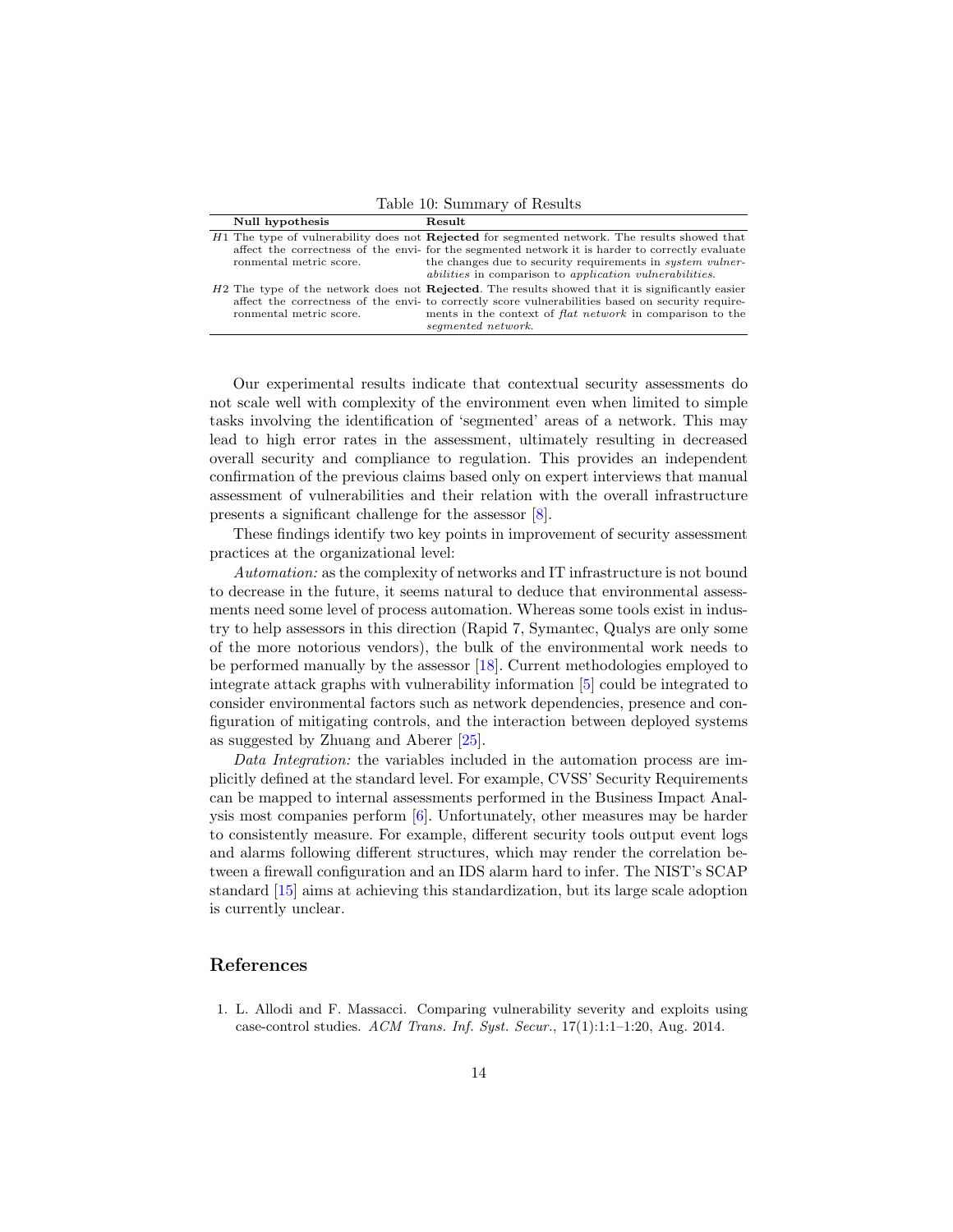Table 10: Summary of Results

| Null hypothesis | Result |
|---|---|
| $H1$ The type of vulnerability does not affect the correctness of the environmental metric score. | **Rejected** for segmented network. The results showed that for the segmented network it is harder to correctly evaluate the changes due to security requirements in *system vulnerabilities* in comparison to *application vulnerabilities*. |
| $H2$ The type of the network does not affect the correctness of the environmental metric score. | **Rejected**. The results showed that it is significantly easier to correctly score vulnerabilities based on security requirements in the context of *flat network* in comparison to the *segmented network*. |

Our experimental results indicate that contextual security assessments do not scale well with complexity of the environment even when limited to simple tasks involving the identification of 'segmented' areas of a network. This may lead to high error rates in the assessment, ultimately resulting in decreased overall security and compliance to regulation. This provides an independent confirmation of the previous claims based only on expert interviews that manual assessment of vulnerabilities and their relation with the overall infrastructure presents a significant challenge for the assessor [8].

These findings identify two key points in improvement of security assessment practices at the organizational level:

*Automation:* as the complexity of networks and IT infrastructure is not bound to decrease in the future, it seems natural to deduce that environmental assessments need some level of process automation. Whereas some tools exist in industry to help assessors in this direction (Rapid 7, Symantec, Qualys are only some of the more notorious vendors), the bulk of the environmental work needs to be performed manually by the assessor [18]. Current methodologies employed to integrate attack graphs with vulnerability information [5] could be integrated to consider environmental factors such as network dependencies, presence and configuration of mitigating controls, and the interaction between deployed systems as suggested by Zhuang and Aberer [25].

*Data Integration:* the variables included in the automation process are implicitly defined at the standard level. For example, CVSS' Security Requirements can be mapped to internal assessments performed in the Business Impact Analysis most companies perform [6]. Unfortunately, other measures may be harder to consistently measure. For example, different security tools output event logs and alarms following different structures, which may render the correlation between a firewall configuration and an IDS alarm hard to infer. The NIST's SCAP standard [15] aims at achieving this standardization, but its large scale adoption is currently unclear.

## References

1. L. Allodi and F. Massacci. Comparing vulnerability severity and exploits using case-control studies. *ACM Trans. Inf. Syst. Secur.*, 17(1):1:1–1:20, Aug. 2014.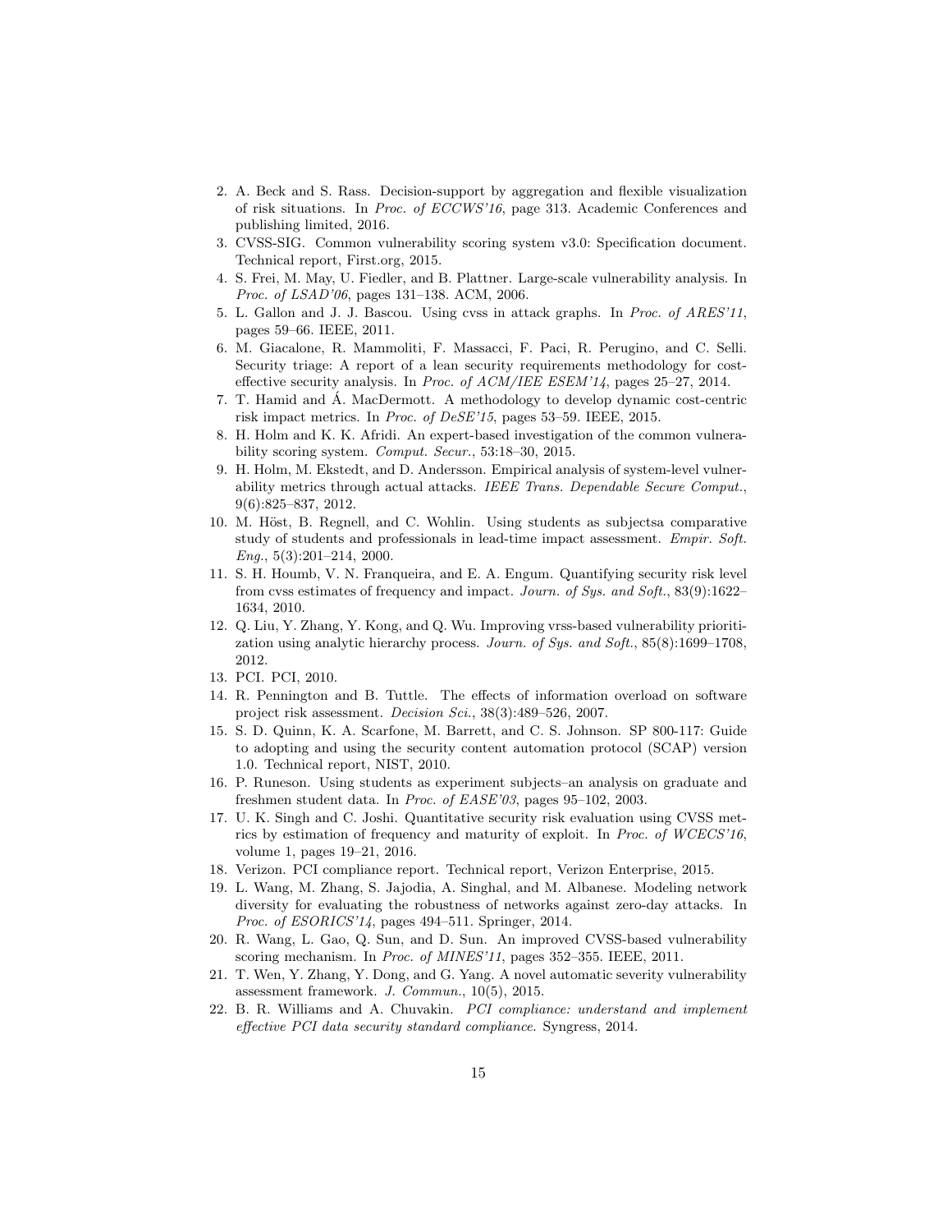2. A. Beck and S. Rass. Decision-support by aggregation and flexible visualization of risk situations. In *Proc. of ECCWS'16*, page 313. Academic Conferences and publishing limited, 2016.
3. CVSS-SIG. Common vulnerability scoring system v3.0: Specification document. Technical report, First.org, 2015.
4. S. Frei, M. May, U. Fiedler, and B. Plattner. Large-scale vulnerability analysis. In *Proc. of LSAD'06*, pages 131–138. ACM, 2006.
5. L. Gallon and J. J. Bascou. Using cvss in attack graphs. In *Proc. of ARES'11*, pages 59–66. IEEE, 2011.
6. M. Giacalone, R. Mammoliti, F. Massacci, F. Paci, R. Perugino, and C. Selli. Security triage: A report of a lean security requirements methodology for cost-effective security analysis. In *Proc. of ACM/IEE ESEM'14*, pages 25–27, 2014.
7. T. Hamid and Á. MacDermott. A methodology to develop dynamic cost-centric risk impact metrics. In *Proc. of DeSE'15*, pages 53–59. IEEE, 2015.
8. H. Holm and K. K. Afridi. An expert-based investigation of the common vulnerability scoring system. *Comput. Secur.*, 53:18–30, 2015.
9. H. Holm, M. Ekstedt, and D. Andersson. Empirical analysis of system-level vulnerability metrics through actual attacks. *IEEE Trans. Dependable Secure Comput.*, 9(6):825–837, 2012.
10. M. Höst, B. Regnell, and C. Wohlin. Using students as subjectsa comparative study of students and professionals in lead-time impact assessment. *Empir. Soft. Eng.*, 5(3):201–214, 2000.
11. S. H. Houmb, V. N. Franqueira, and E. A. Engum. Quantifying security risk level from cvss estimates of frequency and impact. *Journ. of Sys. and Soft.*, 83(9):1622–1634, 2010.
12. Q. Liu, Y. Zhang, Y. Kong, and Q. Wu. Improving vrss-based vulnerability prioritization using analytic hierarchy process. *Journ. of Sys. and Soft.*, 85(8):1699–1708, 2012.
13. PCI. PCI, 2010.
14. R. Pennington and B. Tuttle. The effects of information overload on software project risk assessment. *Decision Sci.*, 38(3):489–526, 2007.
15. S. D. Quinn, K. A. Scarfone, M. Barrett, and C. S. Johnson. SP 800-117: Guide to adopting and using the security content automation protocol (SCAP) version 1.0. Technical report, NIST, 2010.
16. P. Runeson. Using students as experiment subjects–an analysis on graduate and freshmen student data. In *Proc. of EASE'03*, pages 95–102, 2003.
17. U. K. Singh and C. Joshi. Quantitative security risk evaluation using CVSS metrics by estimation of frequency and maturity of exploit. In *Proc. of WCECS'16*, volume 1, pages 19–21, 2016.
18. Verizon. PCI compliance report. Technical report, Verizon Enterprise, 2015.
19. L. Wang, M. Zhang, S. Jajodia, A. Singhal, and M. Albanese. Modeling network diversity for evaluating the robustness of networks against zero-day attacks. In *Proc. of ESORICS'14*, pages 494–511. Springer, 2014.
20. R. Wang, L. Gao, Q. Sun, and D. Sun. An improved CVSS-based vulnerability scoring mechanism. In *Proc. of MINES'11*, pages 352–355. IEEE, 2011.
21. T. Wen, Y. Zhang, Y. Dong, and G. Yang. A novel automatic severity vulnerability assessment framework. *J. Commun.*, 10(5), 2015.
22. B. R. Williams and A. Chuvakin. *PCI compliance: understand and implement effective PCI data security standard compliance*. Syngress, 2014.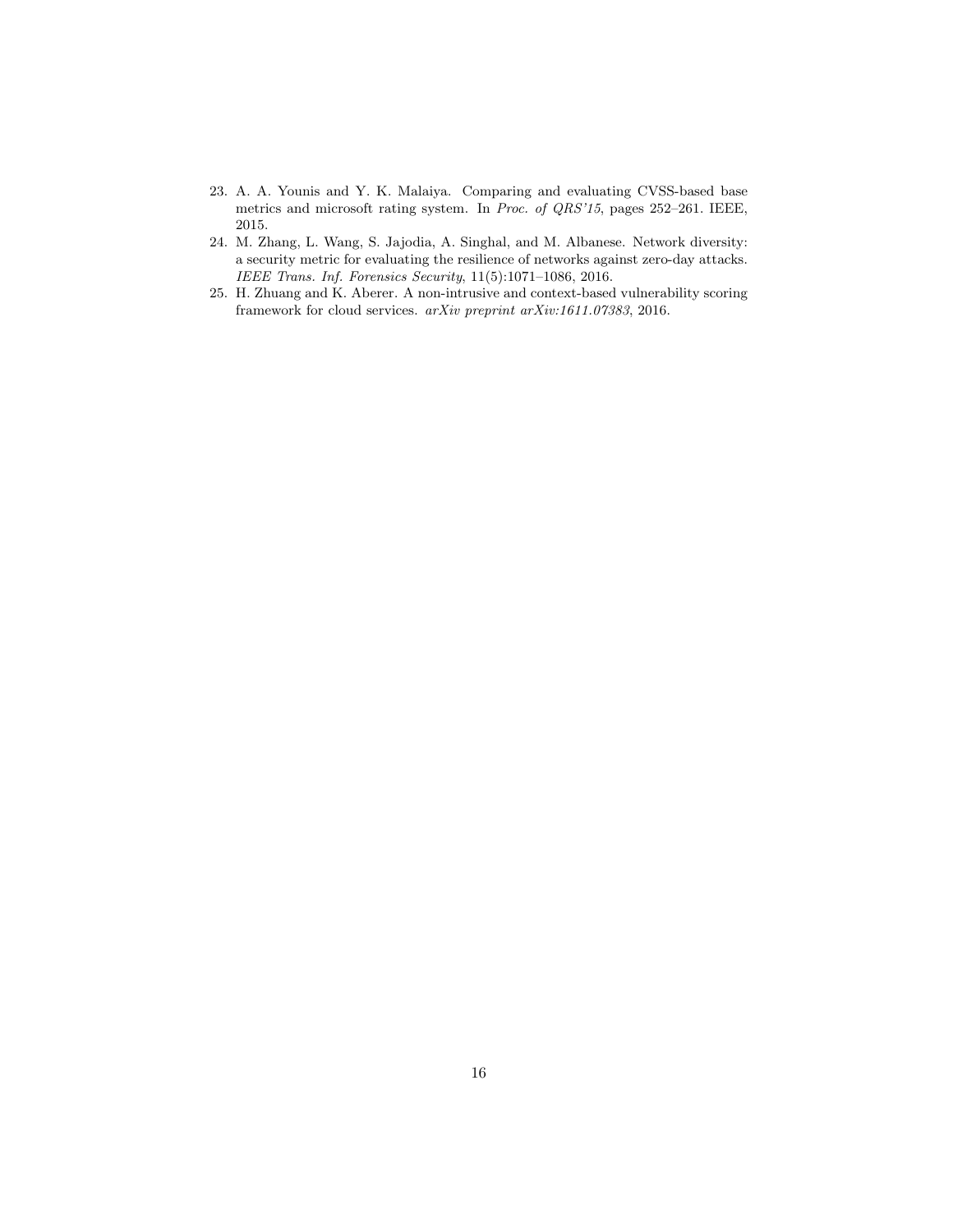23. A. A. Younis and Y. K. Malaiya. Comparing and evaluating CVSS-based base metrics and microsoft rating system. In *Proc. of QRS'15*, pages 252–261. IEEE, 2015.
24. M. Zhang, L. Wang, S. Jajodia, A. Singhal, and M. Albanese. Network diversity: a security metric for evaluating the resilience of networks against zero-day attacks. *IEEE Trans. Inf. Forensics Security*, 11(5):1071–1086, 2016.
25. H. Zhuang and K. Aberer. A non-intrusive and context-based vulnerability scoring framework for cloud services. *arXiv preprint arXiv:1611.07383*, 2016.